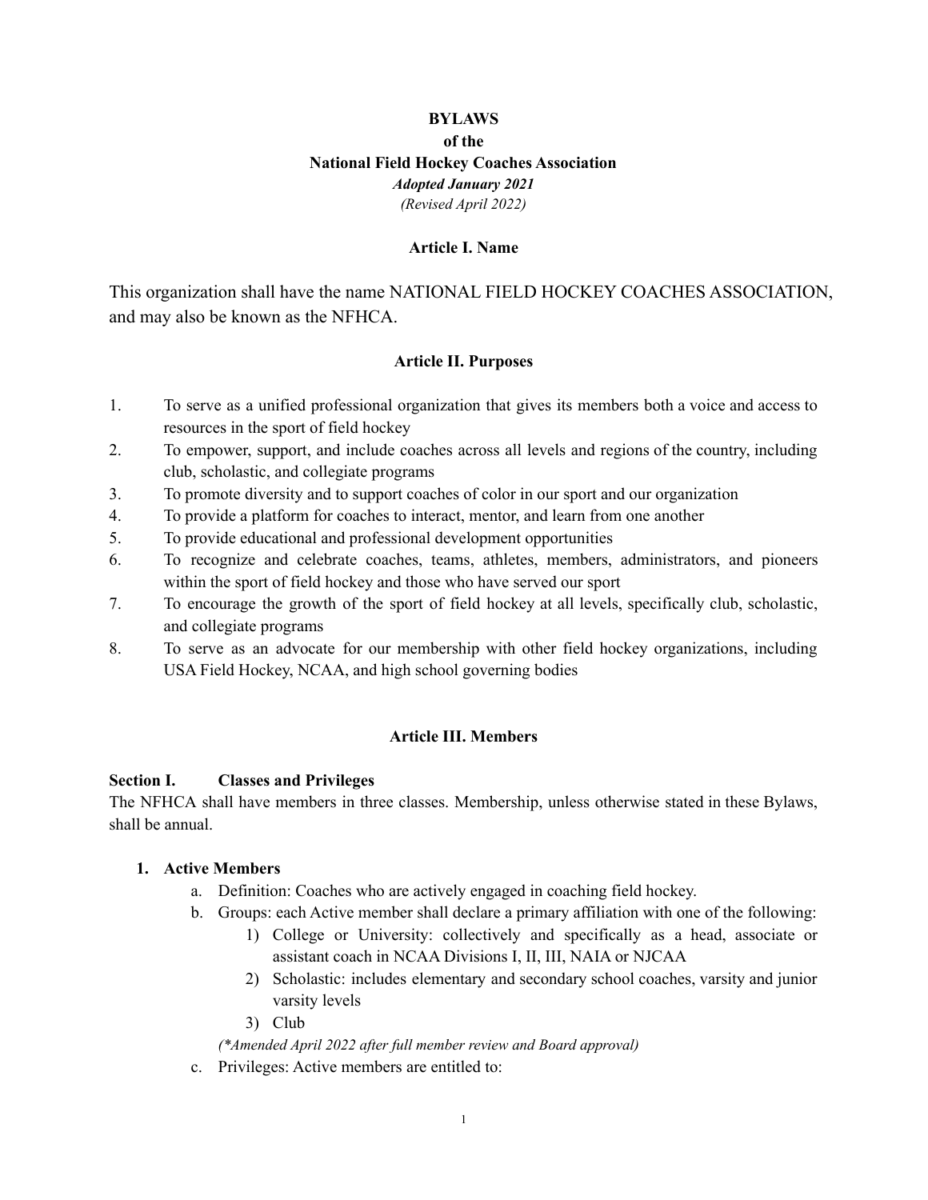**BYLAWS**
**of the**
**National Field Hockey Coaches Association**
***Adopted January 2021***
*(Revised April 2022)*

## Article I. Name

This organization shall have the name NATIONAL FIELD HOCKEY COACHES ASSOCIATION, and may also be known as the NFHCA.

## Article II. Purposes

1. To serve as a unified professional organization that gives its members both a voice and access to resources in the sport of field hockey
2. To empower, support, and include coaches across all levels and regions of the country, including club, scholastic, and collegiate programs
3. To promote diversity and to support coaches of color in our sport and our organization
4. To provide a platform for coaches to interact, mentor, and learn from one another
5. To provide educational and professional development opportunities
6. To recognize and celebrate coaches, teams, athletes, members, administrators, and pioneers within the sport of field hockey and those who have served our sport
7. To encourage the growth of the sport of field hockey at all levels, specifically club, scholastic, and collegiate programs
8. To serve as an advocate for our membership with other field hockey organizations, including USA Field Hockey, NCAA, and high school governing bodies

## Article III. Members

### Section I. Classes and Privileges

The NFHCA shall have members in three classes. Membership, unless otherwise stated in these Bylaws, shall be annual.

1. **Active Members**
    a. Definition: Coaches who are actively engaged in coaching field hockey.
    b. Groups: each Active member shall declare a primary affiliation with one of the following:
        1) College or University: collectively and specifically as a head, associate or assistant coach in NCAA Divisions I, II, III, NAIA or NJCAA
        2) Scholastic: includes elementary and secondary school coaches, varsity and junior varsity levels
        3) Club

    *(\*Amended April 2022 after full member review and Board approval)*

    c. Privileges: Active members are entitled to: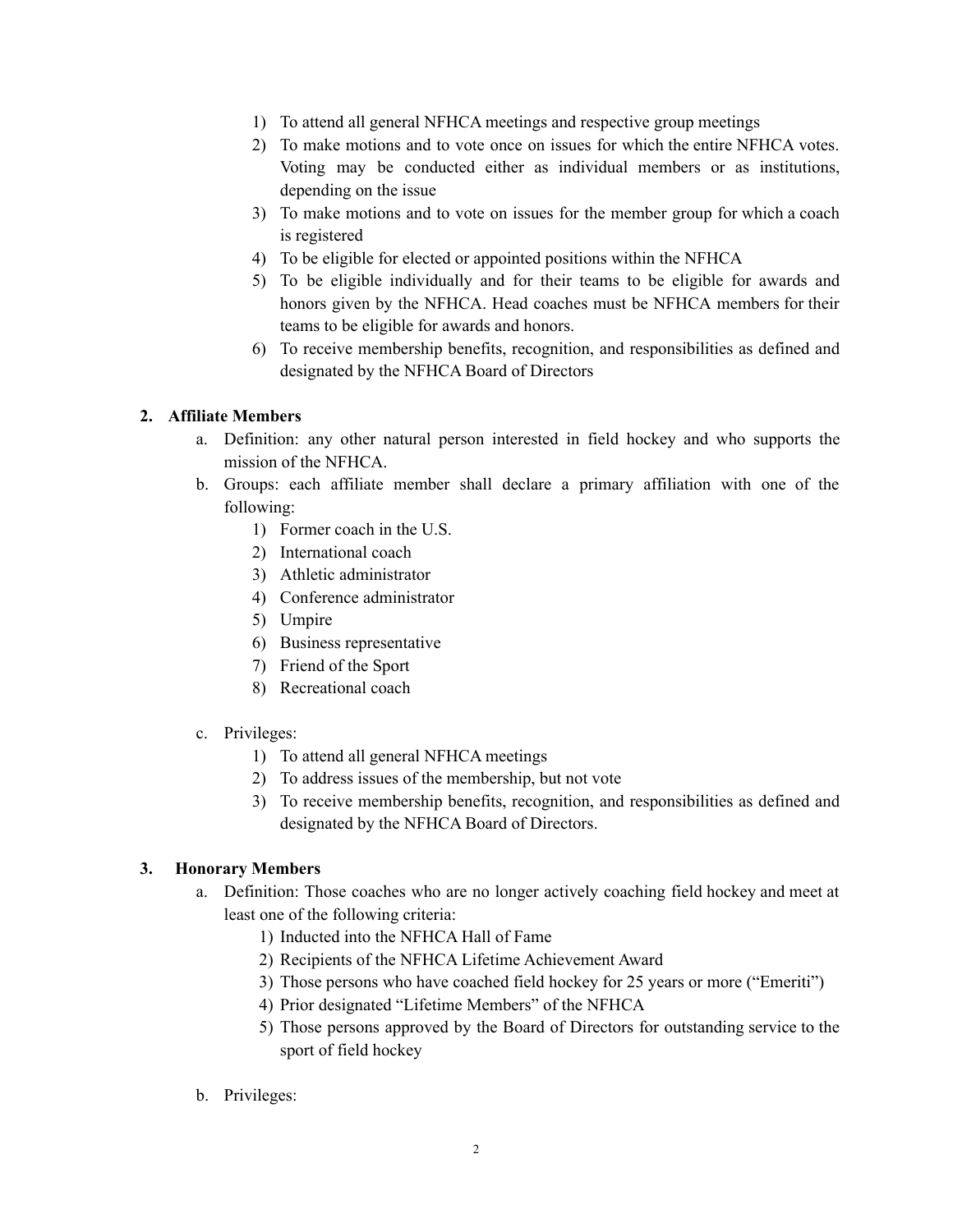1) To attend all general NFHCA meetings and respective group meetings
2) To make motions and to vote once on issues for which the entire NFHCA votes. Voting may be conducted either as individual members or as institutions, depending on the issue
3) To make motions and to vote on issues for the member group for which a coach is registered
4) To be eligible for elected or appointed positions within the NFHCA
5) To be eligible individually and for their teams to be eligible for awards and honors given by the NFHCA. Head coaches must be NFHCA members for their teams to be eligible for awards and honors.
6) To receive membership benefits, recognition, and responsibilities as defined and designated by the NFHCA Board of Directors

**2. Affiliate Members**

a. Definition: any other natural person interested in field hockey and who supports the mission of the NFHCA.

b. Groups: each affiliate member shall declare a primary affiliation with one of the following:
   1) Former coach in the U.S.
   2) International coach
   3) Athletic administrator
   4) Conference administrator
   5) Umpire
   6) Business representative
   7) Friend of the Sport
   8) Recreational coach

c. Privileges:
   1) To attend all general NFHCA meetings
   2) To address issues of the membership, but not vote
   3) To receive membership benefits, recognition, and responsibilities as defined and designated by the NFHCA Board of Directors.

**3. Honorary Members**

a. Definition: Those coaches who are no longer actively coaching field hockey and meet at least one of the following criteria:
   1) Inducted into the NFHCA Hall of Fame
   2) Recipients of the NFHCA Lifetime Achievement Award
   3) Those persons who have coached field hockey for 25 years or more ("Emeriti")
   4) Prior designated "Lifetime Members" of the NFHCA
   5) Those persons approved by the Board of Directors for outstanding service to the sport of field hockey

b. Privileges: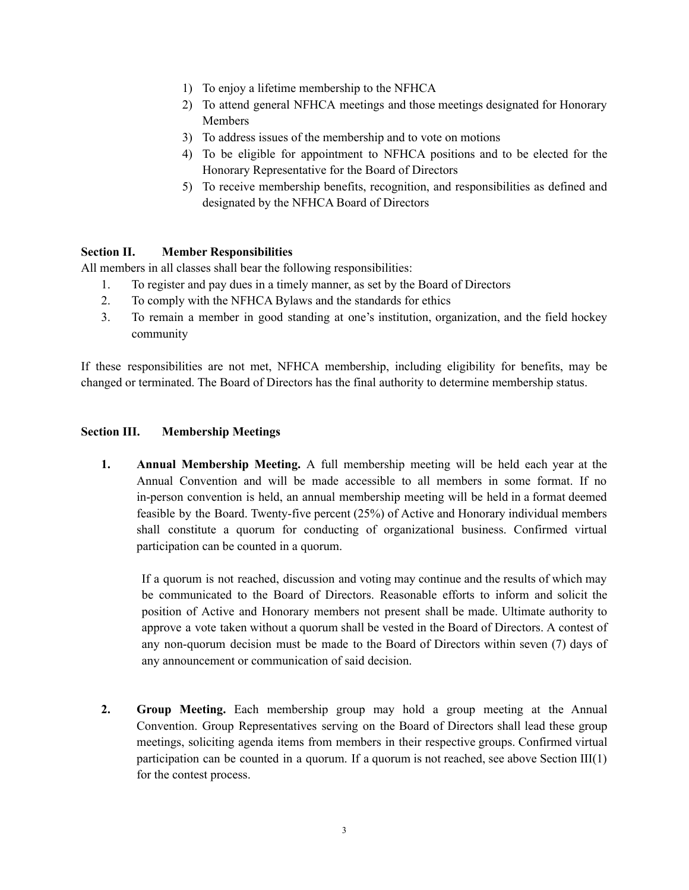1) To enjoy a lifetime membership to the NFHCA
2) To attend general NFHCA meetings and those meetings designated for Honorary Members
3) To address issues of the membership and to vote on motions
4) To be eligible for appointment to NFHCA positions and to be elected for the Honorary Representative for the Board of Directors
5) To receive membership benefits, recognition, and responsibilities as defined and designated by the NFHCA Board of Directors

**Section II. Member Responsibilities**

All members in all classes shall bear the following responsibilities:

1. To register and pay dues in a timely manner, as set by the Board of Directors
2. To comply with the NFHCA Bylaws and the standards for ethics
3. To remain a member in good standing at one's institution, organization, and the field hockey community

If these responsibilities are not met, NFHCA membership, including eligibility for benefits, may be changed or terminated. The Board of Directors has the final authority to determine membership status.

**Section III. Membership Meetings**

1. **Annual Membership Meeting.** A full membership meeting will be held each year at the Annual Convention and will be made accessible to all members in some format. If no in-person convention is held, an annual membership meeting will be held in a format deemed feasible by the Board. Twenty-five percent (25%) of Active and Honorary individual members shall constitute a quorum for conducting of organizational business. Confirmed virtual participation can be counted in a quorum.

   If a quorum is not reached, discussion and voting may continue and the results of which may be communicated to the Board of Directors. Reasonable efforts to inform and solicit the position of Active and Honorary members not present shall be made. Ultimate authority to approve a vote taken without a quorum shall be vested in the Board of Directors. A contest of any non-quorum decision must be made to the Board of Directors within seven (7) days of any announcement or communication of said decision.

2. **Group Meeting.** Each membership group may hold a group meeting at the Annual Convention. Group Representatives serving on the Board of Directors shall lead these group meetings, soliciting agenda items from members in their respective groups. Confirmed virtual participation can be counted in a quorum. If a quorum is not reached, see above Section III(1) for the contest process.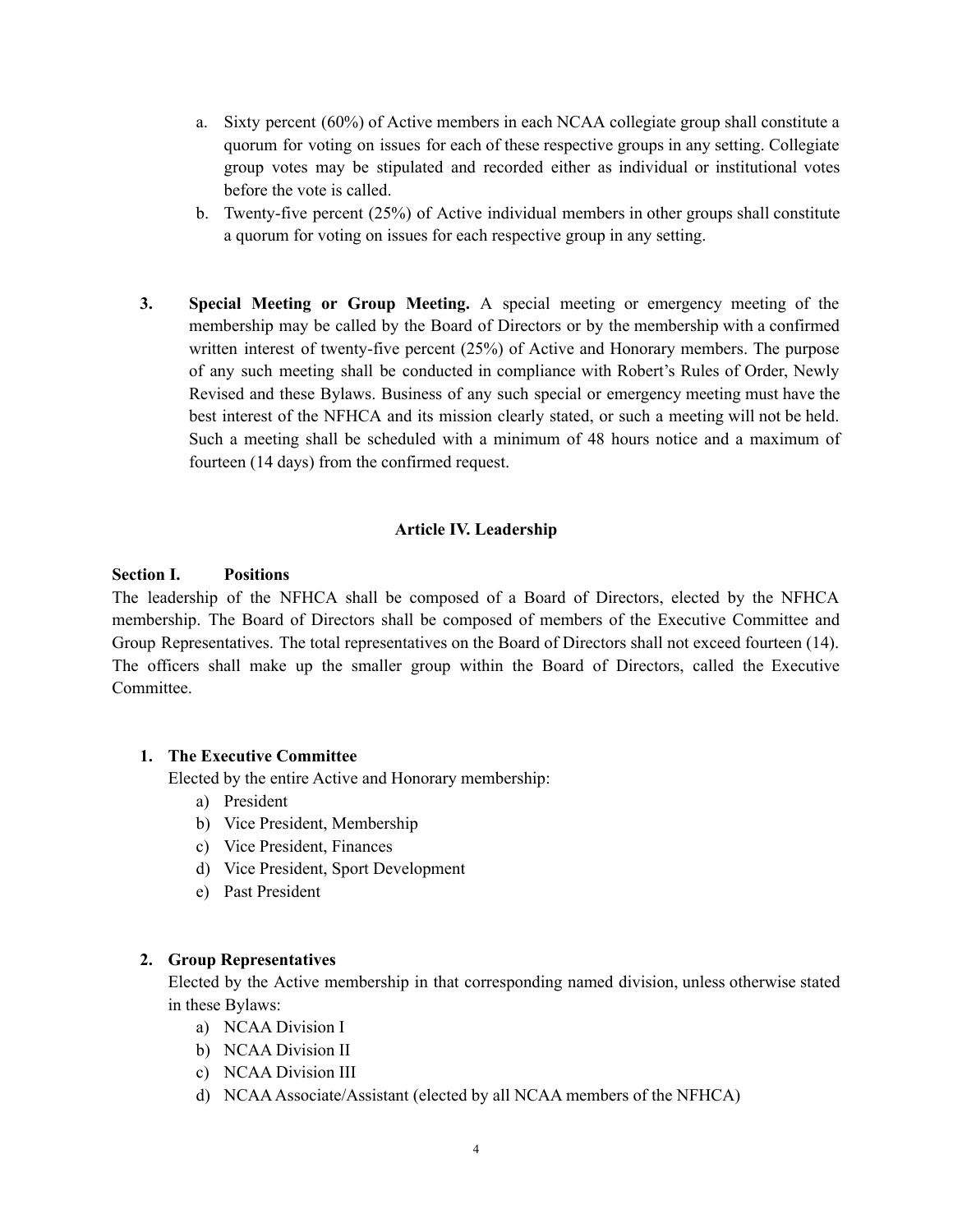a. Sixty percent (60%) of Active members in each NCAA collegiate group shall constitute a quorum for voting on issues for each of these respective groups in any setting. Collegiate group votes may be stipulated and recorded either as individual or institutional votes before the vote is called.
b. Twenty-five percent (25%) of Active individual members in other groups shall constitute a quorum for voting on issues for each respective group in any setting.

3. **Special Meeting or Group Meeting.** A special meeting or emergency meeting of the membership may be called by the Board of Directors or by the membership with a confirmed written interest of twenty-five percent (25%) of Active and Honorary members. The purpose of any such meeting shall be conducted in compliance with Robert's Rules of Order, Newly Revised and these Bylaws. Business of any such special or emergency meeting must have the best interest of the NFHCA and its mission clearly stated, or such a meeting will not be held. Such a meeting shall be scheduled with a minimum of 48 hours notice and a maximum of fourteen (14 days) from the confirmed request.

## Article IV. Leadership

**Section I. Positions**

The leadership of the NFHCA shall be composed of a Board of Directors, elected by the NFHCA membership. The Board of Directors shall be composed of members of the Executive Committee and Group Representatives. The total representatives on the Board of Directors shall not exceed fourteen (14). The officers shall make up the smaller group within the Board of Directors, called the Executive Committee.

1. **The Executive Committee**
   Elected by the entire Active and Honorary membership:
   a) President
   b) Vice President, Membership
   c) Vice President, Finances
   d) Vice President, Sport Development
   e) Past President

2. **Group Representatives**
   Elected by the Active membership in that corresponding named division, unless otherwise stated in these Bylaws:
   a) NCAA Division I
   b) NCAA Division II
   c) NCAA Division III
   d) NCAA Associate/Assistant (elected by all NCAA members of the NFHCA)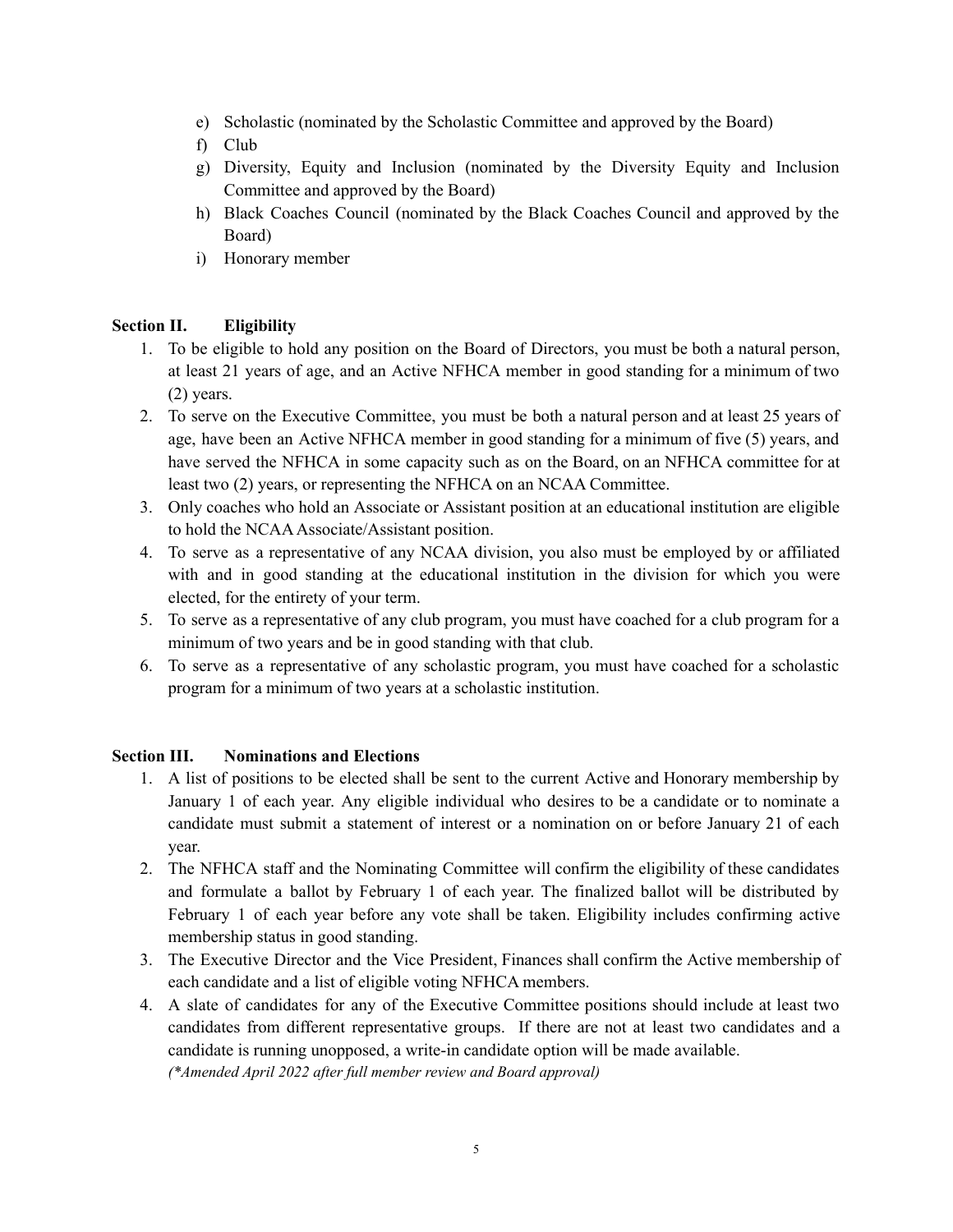e) Scholastic (nominated by the Scholastic Committee and approved by the Board)
f) Club
g) Diversity, Equity and Inclusion (nominated by the Diversity Equity and Inclusion Committee and approved by the Board)
h) Black Coaches Council (nominated by the Black Coaches Council and approved by the Board)
i) Honorary member

**Section II. Eligibility**

1. To be eligible to hold any position on the Board of Directors, you must be both a natural person, at least 21 years of age, and an Active NFHCA member in good standing for a minimum of two (2) years.
2. To serve on the Executive Committee, you must be both a natural person and at least 25 years of age, have been an Active NFHCA member in good standing for a minimum of five (5) years, and have served the NFHCA in some capacity such as on the Board, on an NFHCA committee for at least two (2) years, or representing the NFHCA on an NCAA Committee.
3. Only coaches who hold an Associate or Assistant position at an educational institution are eligible to hold the NCAA Associate/Assistant position.
4. To serve as a representative of any NCAA division, you also must be employed by or affiliated with and in good standing at the educational institution in the division for which you were elected, for the entirety of your term.
5. To serve as a representative of any club program, you must have coached for a club program for a minimum of two years and be in good standing with that club.
6. To serve as a representative of any scholastic program, you must have coached for a scholastic program for a minimum of two years at a scholastic institution.

**Section III. Nominations and Elections**

1. A list of positions to be elected shall be sent to the current Active and Honorary membership by January 1 of each year. Any eligible individual who desires to be a candidate or to nominate a candidate must submit a statement of interest or a nomination on or before January 21 of each year.
2. The NFHCA staff and the Nominating Committee will confirm the eligibility of these candidates and formulate a ballot by February 1 of each year. The finalized ballot will be distributed by February 1 of each year before any vote shall be taken. Eligibility includes confirming active membership status in good standing.
3. The Executive Director and the Vice President, Finances shall confirm the Active membership of each candidate and a list of eligible voting NFHCA members.
4. A slate of candidates for any of the Executive Committee positions should include at least two candidates from different representative groups. If there are not at least two candidates and a candidate is running unopposed, a write-in candidate option will be made available.
*(\*Amended April 2022 after full member review and Board approval)*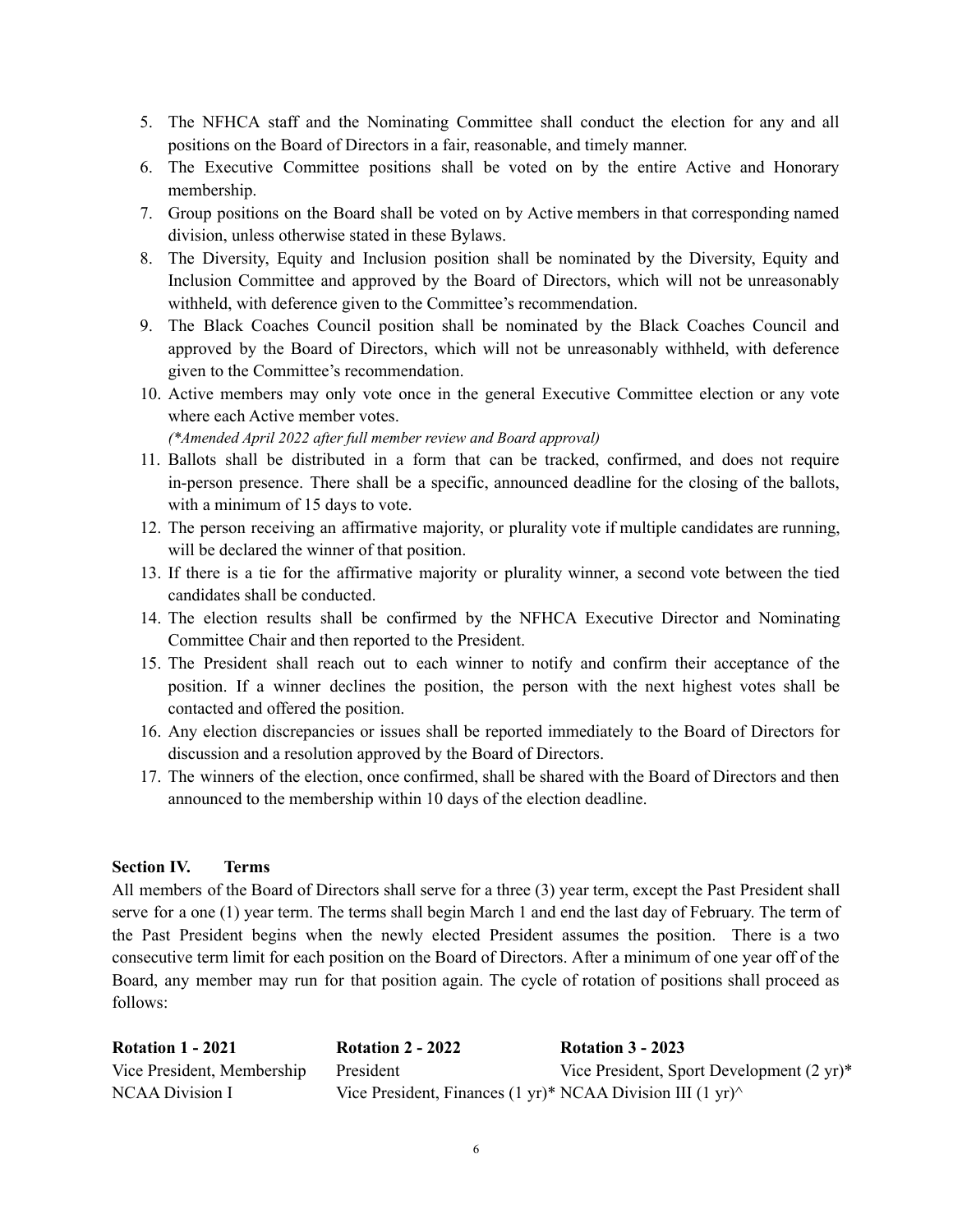5. The NFHCA staff and the Nominating Committee shall conduct the election for any and all positions on the Board of Directors in a fair, reasonable, and timely manner.
6. The Executive Committee positions shall be voted on by the entire Active and Honorary membership.
7. Group positions on the Board shall be voted on by Active members in that corresponding named division, unless otherwise stated in these Bylaws.
8. The Diversity, Equity and Inclusion position shall be nominated by the Diversity, Equity and Inclusion Committee and approved by the Board of Directors, which will not be unreasonably withheld, with deference given to the Committee's recommendation.
9. The Black Coaches Council position shall be nominated by the Black Coaches Council and approved by the Board of Directors, which will not be unreasonably withheld, with deference given to the Committee's recommendation.
10. Active members may only vote once in the general Executive Committee election or any vote where each Active member votes.
    *(\*Amended April 2022 after full member review and Board approval)*
11. Ballots shall be distributed in a form that can be tracked, confirmed, and does not require in-person presence. There shall be a specific, announced deadline for the closing of the ballots, with a minimum of 15 days to vote.
12. The person receiving an affirmative majority, or plurality vote if multiple candidates are running, will be declared the winner of that position.
13. If there is a tie for the affirmative majority or plurality winner, a second vote between the tied candidates shall be conducted.
14. The election results shall be confirmed by the NFHCA Executive Director and Nominating Committee Chair and then reported to the President.
15. The President shall reach out to each winner to notify and confirm their acceptance of the position. If a winner declines the position, the person with the next highest votes shall be contacted and offered the position.
16. Any election discrepancies or issues shall be reported immediately to the Board of Directors for discussion and a resolution approved by the Board of Directors.
17. The winners of the election, once confirmed, shall be shared with the Board of Directors and then announced to the membership within 10 days of the election deadline.

**Section IV. Terms**

All members of the Board of Directors shall serve for a three (3) year term, except the Past President shall serve for a one (1) year term. The terms shall begin March 1 and end the last day of February. The term of the Past President begins when the newly elected President assumes the position. There is a two consecutive term limit for each position on the Board of Directors. After a minimum of one year off of the Board, any member may run for that position again. The cycle of rotation of positions shall proceed as follows:

| **Rotation 1 - 2021** | **Rotation 2 - 2022** | **Rotation 3 - 2023** |
|---|---|---|
| Vice President, Membership | President | Vice President, Sport Development (2 yr)* |
| NCAA Division I | Vice President, Finances (1 yr)* | NCAA Division III (1 yr)^ |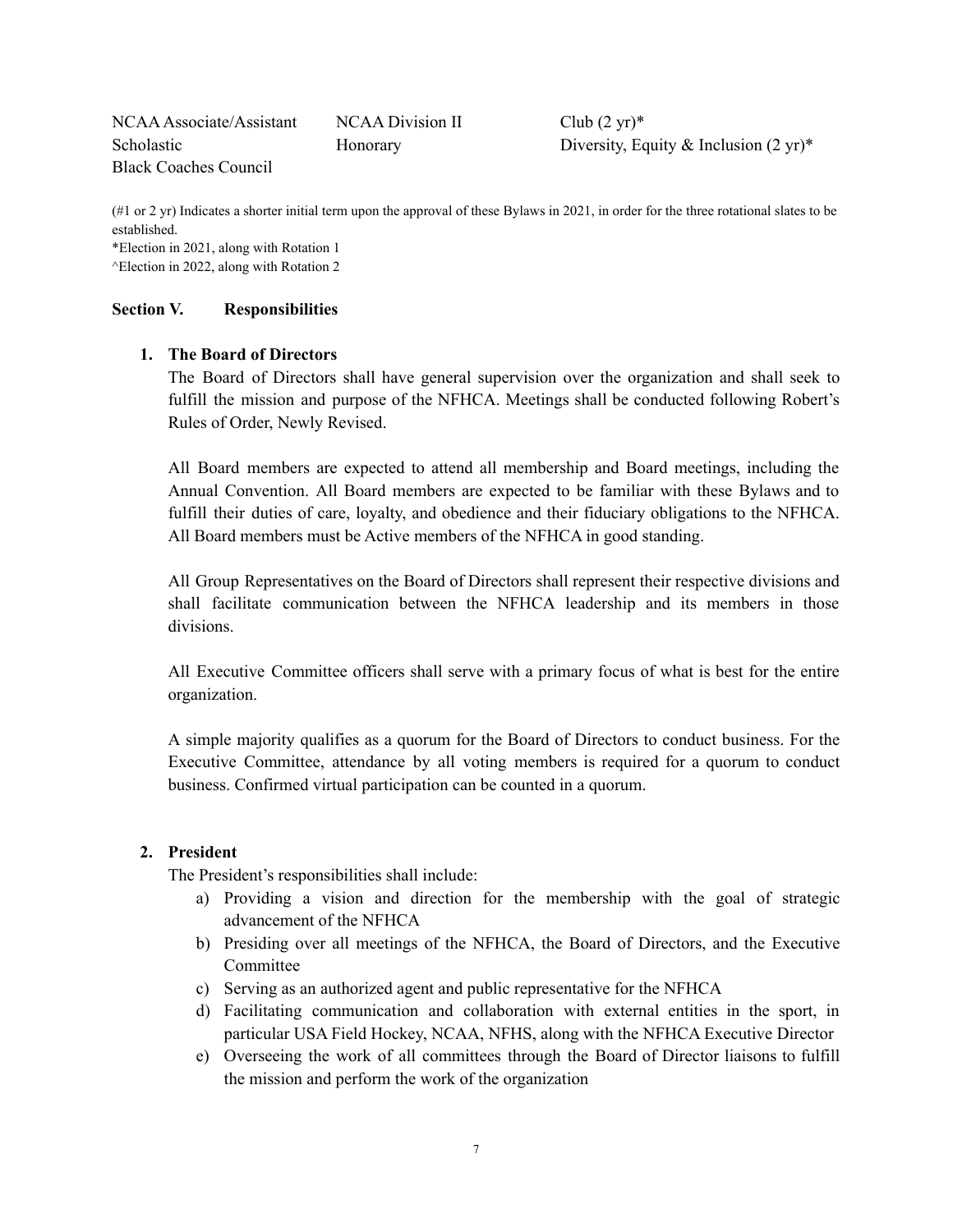| | | |
|---|---|---|
| NCAA Associate/Assistant | NCAA Division II | Club (2 yr)* |
| Scholastic | Honorary | Diversity, Equity & Inclusion (2 yr)* |
| Black Coaches Council | | |

(#1 or 2 yr) Indicates a shorter initial term upon the approval of these Bylaws in 2021, in order for the three rotational slates to be established.
*Election in 2021, along with Rotation 1
^Election in 2022, along with Rotation 2

**Section V. Responsibilities**

1. **The Board of Directors**

   The Board of Directors shall have general supervision over the organization and shall seek to fulfill the mission and purpose of the NFHCA. Meetings shall be conducted following Robert's Rules of Order, Newly Revised.

   All Board members are expected to attend all membership and Board meetings, including the Annual Convention. All Board members are expected to be familiar with these Bylaws and to fulfill their duties of care, loyalty, and obedience and their fiduciary obligations to the NFHCA. All Board members must be Active members of the NFHCA in good standing.

   All Group Representatives on the Board of Directors shall represent their respective divisions and shall facilitate communication between the NFHCA leadership and its members in those divisions.

   All Executive Committee officers shall serve with a primary focus of what is best for the entire organization.

   A simple majority qualifies as a quorum for the Board of Directors to conduct business. For the Executive Committee, attendance by all voting members is required for a quorum to conduct business. Confirmed virtual participation can be counted in a quorum.

2. **President**

   The President's responsibilities shall include:

   a) Providing a vision and direction for the membership with the goal of strategic advancement of the NFHCA
   b) Presiding over all meetings of the NFHCA, the Board of Directors, and the Executive Committee
   c) Serving as an authorized agent and public representative for the NFHCA
   d) Facilitating communication and collaboration with external entities in the sport, in particular USA Field Hockey, NCAA, NFHS, along with the NFHCA Executive Director
   e) Overseeing the work of all committees through the Board of Director liaisons to fulfill the mission and perform the work of the organization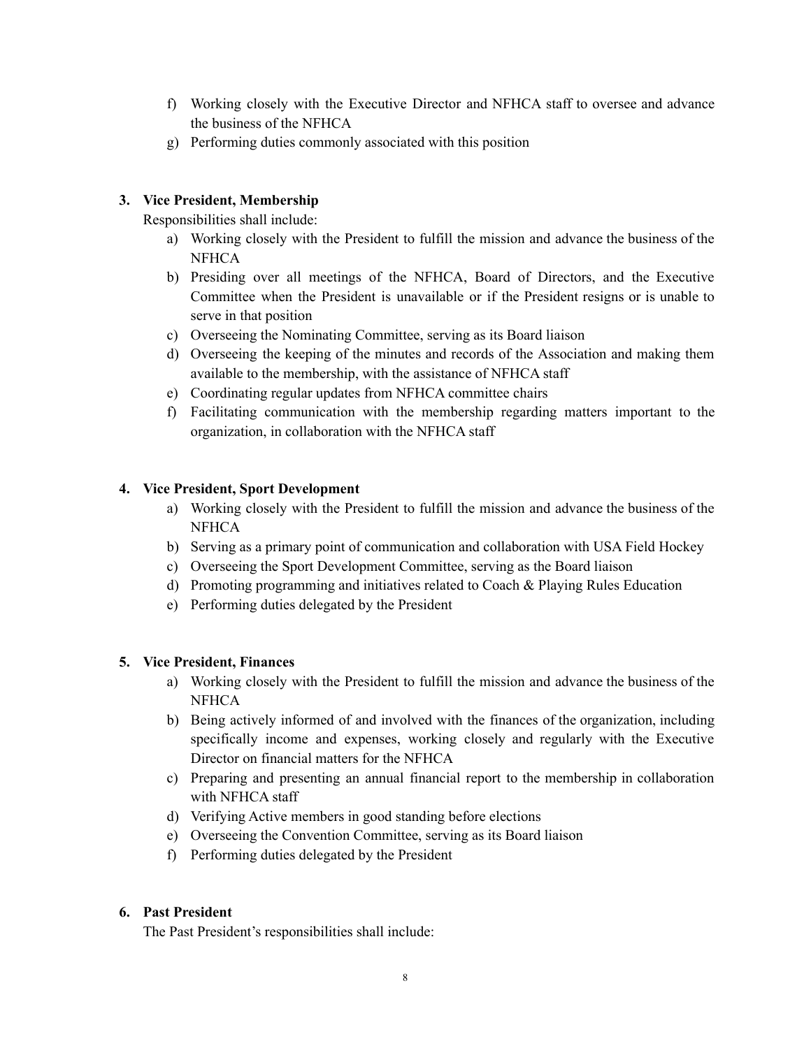f) Working closely with the Executive Director and NFHCA staff to oversee and advance the business of the NFHCA
g) Performing duties commonly associated with this position

**3. Vice President, Membership**

Responsibilities shall include:

a) Working closely with the President to fulfill the mission and advance the business of the NFHCA
b) Presiding over all meetings of the NFHCA, Board of Directors, and the Executive Committee when the President is unavailable or if the President resigns or is unable to serve in that position
c) Overseeing the Nominating Committee, serving as its Board liaison
d) Overseeing the keeping of the minutes and records of the Association and making them available to the membership, with the assistance of NFHCA staff
e) Coordinating regular updates from NFHCA committee chairs
f) Facilitating communication with the membership regarding matters important to the organization, in collaboration with the NFHCA staff

**4. Vice President, Sport Development**

a) Working closely with the President to fulfill the mission and advance the business of the NFHCA
b) Serving as a primary point of communication and collaboration with USA Field Hockey
c) Overseeing the Sport Development Committee, serving as the Board liaison
d) Promoting programming and initiatives related to Coach & Playing Rules Education
e) Performing duties delegated by the President

**5. Vice President, Finances**

a) Working closely with the President to fulfill the mission and advance the business of the NFHCA
b) Being actively informed of and involved with the finances of the organization, including specifically income and expenses, working closely and regularly with the Executive Director on financial matters for the NFHCA
c) Preparing and presenting an annual financial report to the membership in collaboration with NFHCA staff
d) Verifying Active members in good standing before elections
e) Overseeing the Convention Committee, serving as its Board liaison
f) Performing duties delegated by the President

**6. Past President**

The Past President's responsibilities shall include: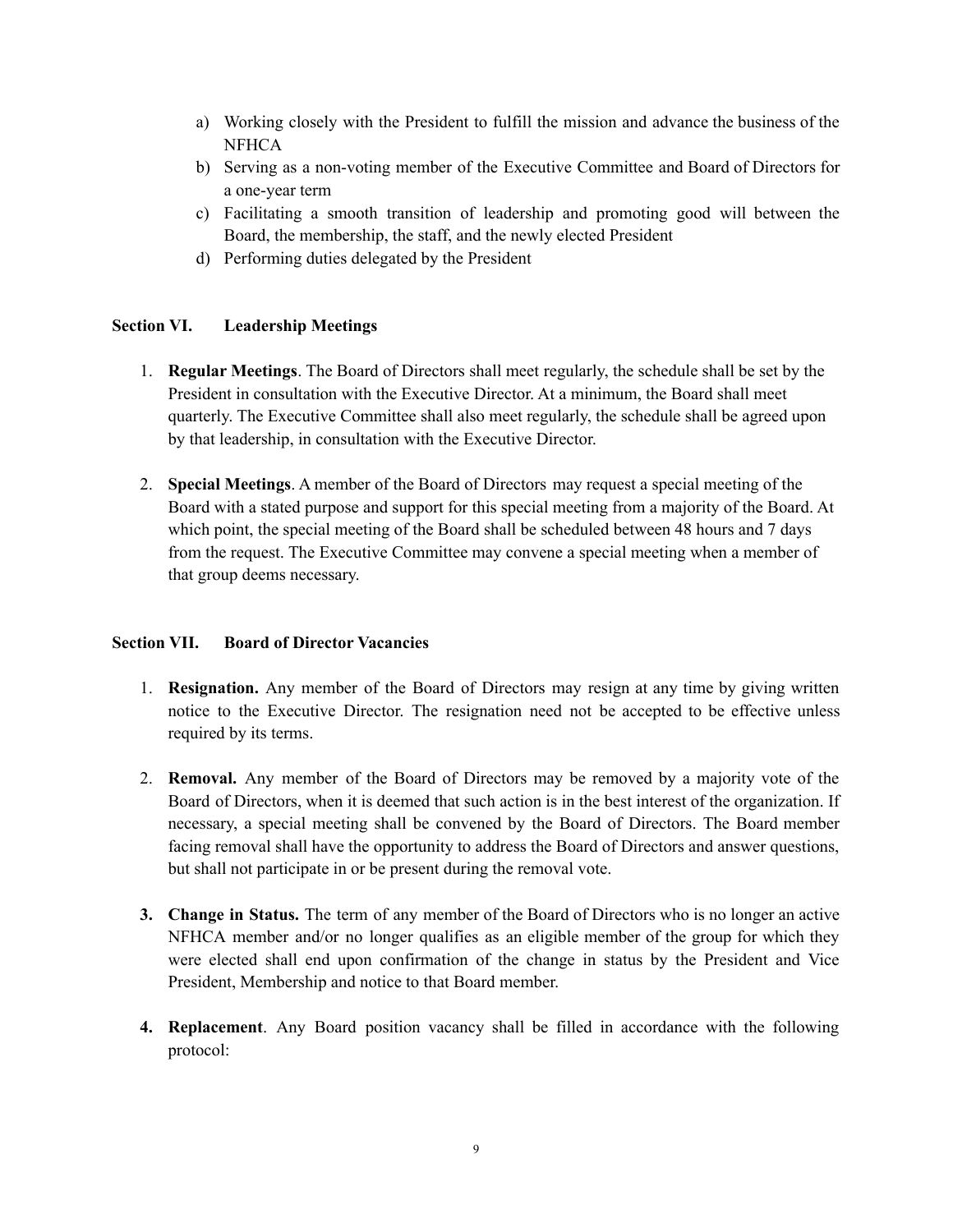a) Working closely with the President to fulfill the mission and advance the business of the NFHCA
b) Serving as a non-voting member of the Executive Committee and Board of Directors for a one-year term
c) Facilitating a smooth transition of leadership and promoting good will between the Board, the membership, the staff, and the newly elected President
d) Performing duties delegated by the President

**Section VI. Leadership Meetings**

1. **Regular Meetings**. The Board of Directors shall meet regularly, the schedule shall be set by the President in consultation with the Executive Director. At a minimum, the Board shall meet quarterly. The Executive Committee shall also meet regularly, the schedule shall be agreed upon by that leadership, in consultation with the Executive Director.

2. **Special Meetings**. A member of the Board of Directors may request a special meeting of the Board with a stated purpose and support for this special meeting from a majority of the Board. At which point, the special meeting of the Board shall be scheduled between 48 hours and 7 days from the request. The Executive Committee may convene a special meeting when a member of that group deems necessary.

**Section VII. Board of Director Vacancies**

1. **Resignation.** Any member of the Board of Directors may resign at any time by giving written notice to the Executive Director. The resignation need not be accepted to be effective unless required by its terms.

2. **Removal.** Any member of the Board of Directors may be removed by a majority vote of the Board of Directors, when it is deemed that such action is in the best interest of the organization. If necessary, a special meeting shall be convened by the Board of Directors. The Board member facing removal shall have the opportunity to address the Board of Directors and answer questions, but shall not participate in or be present during the removal vote.

3. **Change in Status.** The term of any member of the Board of Directors who is no longer an active NFHCA member and/or no longer qualifies as an eligible member of the group for which they were elected shall end upon confirmation of the change in status by the President and Vice President, Membership and notice to that Board member.

4. **Replacement**. Any Board position vacancy shall be filled in accordance with the following protocol: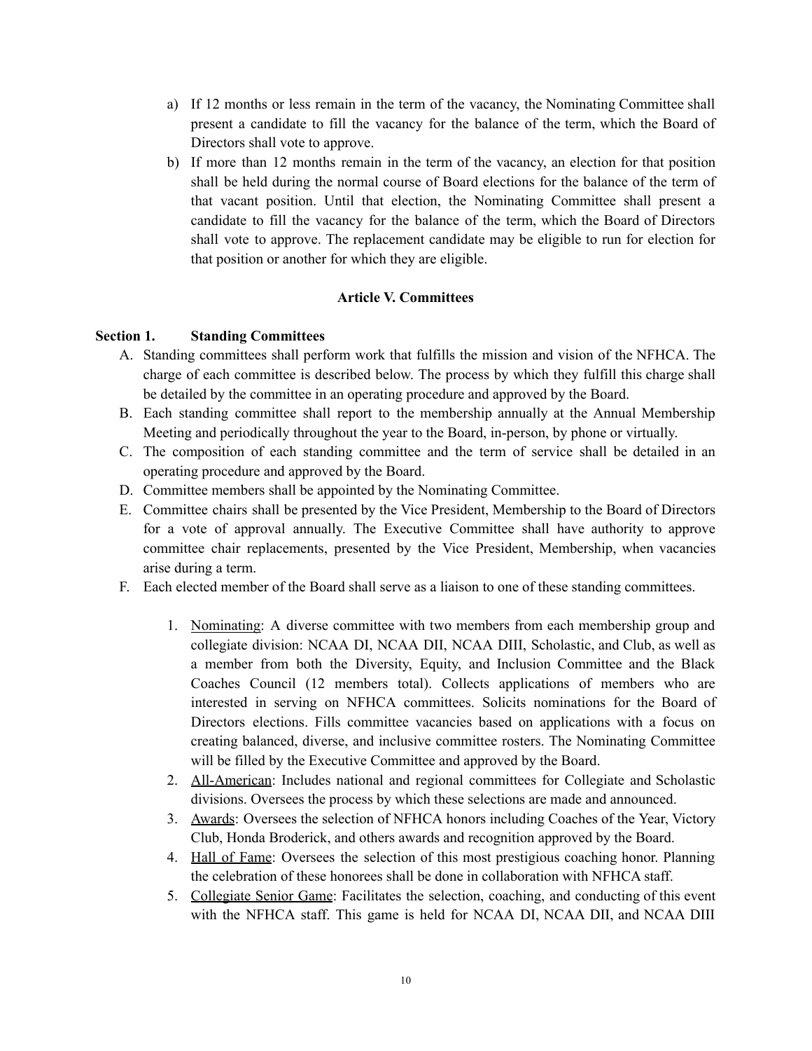a) If 12 months or less remain in the term of the vacancy, the Nominating Committee shall present a candidate to fill the vacancy for the balance of the term, which the Board of Directors shall vote to approve.

b) If more than 12 months remain in the term of the vacancy, an election for that position shall be held during the normal course of Board elections for the balance of the term of that vacant position. Until that election, the Nominating Committee shall present a candidate to fill the vacancy for the balance of the term, which the Board of Directors shall vote to approve. The replacement candidate may be eligible to run for election for that position or another for which they are eligible.

## Article V. Committees

### Section 1. Standing Committees

A. Standing committees shall perform work that fulfills the mission and vision of the NFHCA. The charge of each committee is described below. The process by which they fulfill this charge shall be detailed by the committee in an operating procedure and approved by the Board.

B. Each standing committee shall report to the membership annually at the Annual Membership Meeting and periodically throughout the year to the Board, in-person, by phone or virtually.

C. The composition of each standing committee and the term of service shall be detailed in an operating procedure and approved by the Board.

D. Committee members shall be appointed by the Nominating Committee.

E. Committee chairs shall be presented by the Vice President, Membership to the Board of Directors for a vote of approval annually. The Executive Committee shall have authority to approve committee chair replacements, presented by the Vice President, Membership, when vacancies arise during a term.

F. Each elected member of the Board shall serve as a liaison to one of these standing committees.

1. Nominating: A diverse committee with two members from each membership group and collegiate division: NCAA DI, NCAA DII, NCAA DIII, Scholastic, and Club, as well as a member from both the Diversity, Equity, and Inclusion Committee and the Black Coaches Council (12 members total). Collects applications of members who are interested in serving on NFHCA committees. Solicits nominations for the Board of Directors elections. Fills committee vacancies based on applications with a focus on creating balanced, diverse, and inclusive committee rosters. The Nominating Committee will be filled by the Executive Committee and approved by the Board.
2. All-American: Includes national and regional committees for Collegiate and Scholastic divisions. Oversees the process by which these selections are made and announced.
3. Awards: Oversees the selection of NFHCA honors including Coaches of the Year, Victory Club, Honda Broderick, and others awards and recognition approved by the Board.
4. Hall of Fame: Oversees the selection of this most prestigious coaching honor. Planning the celebration of these honorees shall be done in collaboration with NFHCA staff.
5. Collegiate Senior Game: Facilitates the selection, coaching, and conducting of this event with the NFHCA staff. This game is held for NCAA DI, NCAA DII, and NCAA DIII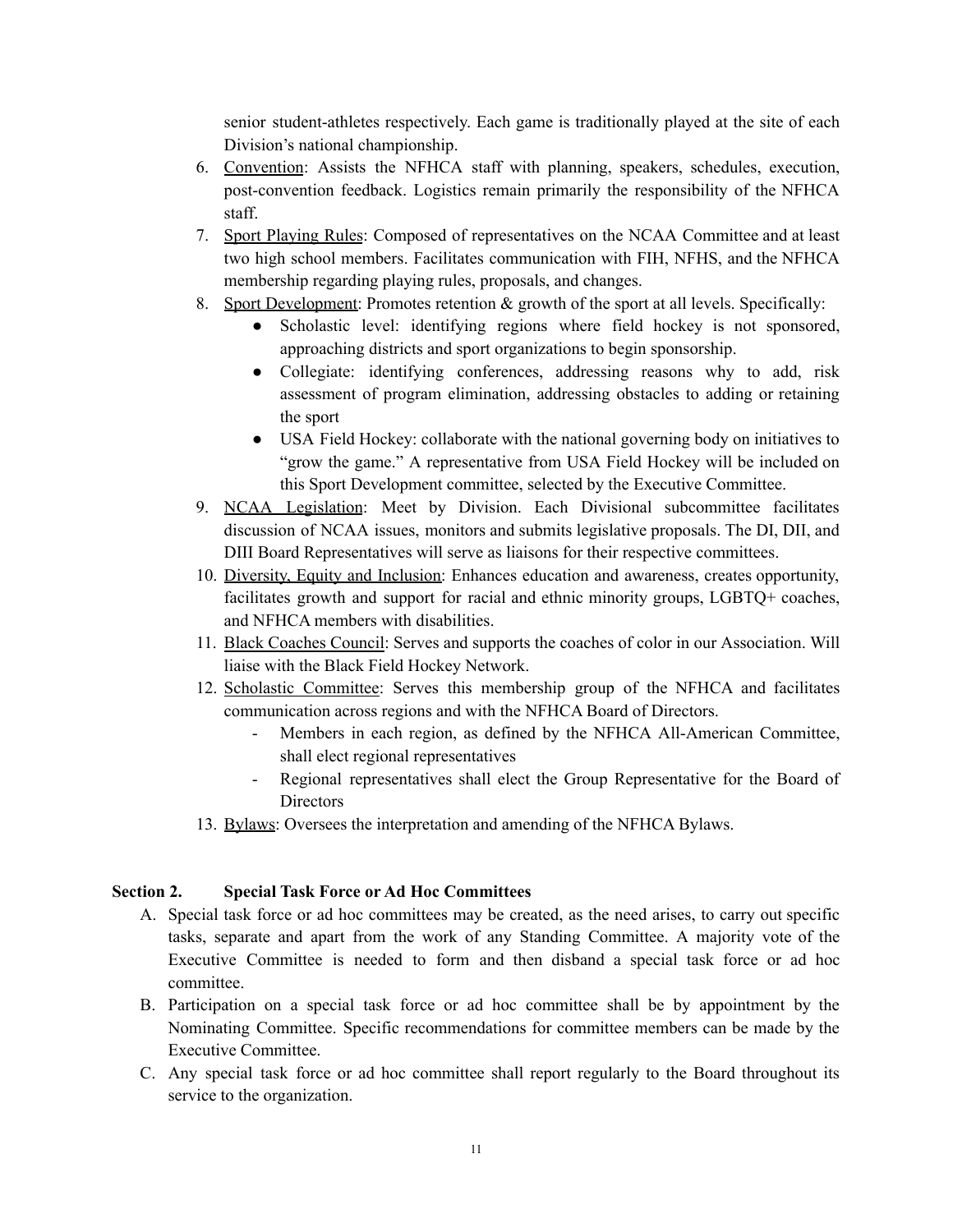senior student-athletes respectively. Each game is traditionally played at the site of each Division's national championship.

6. Convention: Assists the NFHCA staff with planning, speakers, schedules, execution, post-convention feedback. Logistics remain primarily the responsibility of the NFHCA staff.
7. Sport Playing Rules: Composed of representatives on the NCAA Committee and at least two high school members. Facilitates communication with FIH, NFHS, and the NFHCA membership regarding playing rules, proposals, and changes.
8. Sport Development: Promotes retention & growth of the sport at all levels. Specifically:
   - Scholastic level: identifying regions where field hockey is not sponsored, approaching districts and sport organizations to begin sponsorship.
   - Collegiate: identifying conferences, addressing reasons why to add, risk assessment of program elimination, addressing obstacles to adding or retaining the sport
   - USA Field Hockey: collaborate with the national governing body on initiatives to "grow the game." A representative from USA Field Hockey will be included on this Sport Development committee, selected by the Executive Committee.
9. NCAA Legislation: Meet by Division. Each Divisional subcommittee facilitates discussion of NCAA issues, monitors and submits legislative proposals. The DI, DII, and DIII Board Representatives will serve as liaisons for their respective committees.
10. Diversity, Equity and Inclusion: Enhances education and awareness, creates opportunity, facilitates growth and support for racial and ethnic minority groups, LGBTQ+ coaches, and NFHCA members with disabilities.
11. Black Coaches Council: Serves and supports the coaches of color in our Association. Will liaise with the Black Field Hockey Network.
12. Scholastic Committee: Serves this membership group of the NFHCA and facilitates communication across regions and with the NFHCA Board of Directors.
    - Members in each region, as defined by the NFHCA All-American Committee, shall elect regional representatives
    - Regional representatives shall elect the Group Representative for the Board of Directors
13. Bylaws: Oversees the interpretation and amending of the NFHCA Bylaws.

**Section 2. Special Task Force or Ad Hoc Committees**

A. Special task force or ad hoc committees may be created, as the need arises, to carry out specific tasks, separate and apart from the work of any Standing Committee. A majority vote of the Executive Committee is needed to form and then disband a special task force or ad hoc committee.

B. Participation on a special task force or ad hoc committee shall be by appointment by the Nominating Committee. Specific recommendations for committee members can be made by the Executive Committee.

C. Any special task force or ad hoc committee shall report regularly to the Board throughout its service to the organization.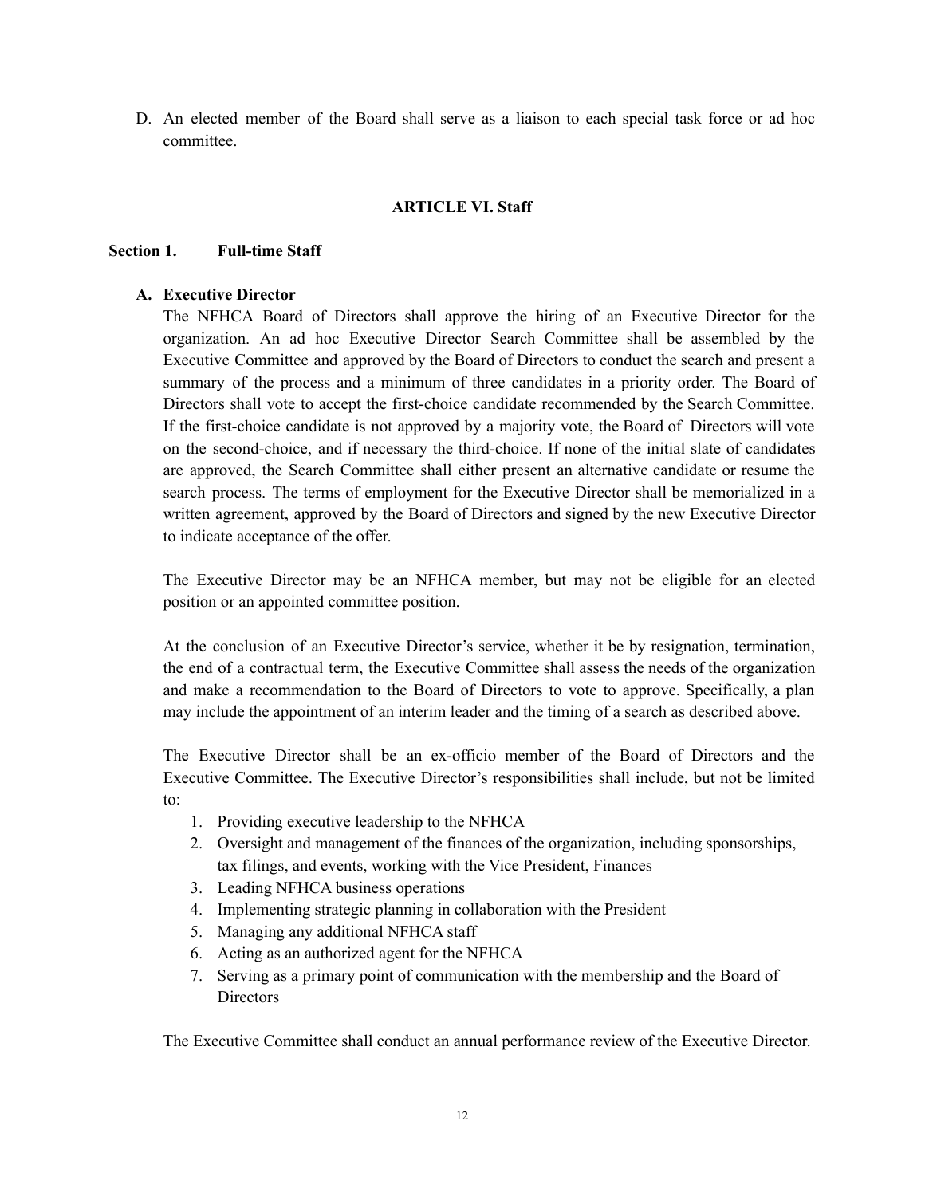D. An elected member of the Board shall serve as a liaison to each special task force or ad hoc committee.

## ARTICLE VI. Staff

### Section 1. Full-time Staff

**A. Executive Director**

The NFHCA Board of Directors shall approve the hiring of an Executive Director for the organization. An ad hoc Executive Director Search Committee shall be assembled by the Executive Committee and approved by the Board of Directors to conduct the search and present a summary of the process and a minimum of three candidates in a priority order. The Board of Directors shall vote to accept the first-choice candidate recommended by the Search Committee. If the first-choice candidate is not approved by a majority vote, the Board of Directors will vote on the second-choice, and if necessary the third-choice. If none of the initial slate of candidates are approved, the Search Committee shall either present an alternative candidate or resume the search process. The terms of employment for the Executive Director shall be memorialized in a written agreement, approved by the Board of Directors and signed by the new Executive Director to indicate acceptance of the offer.

The Executive Director may be an NFHCA member, but may not be eligible for an elected position or an appointed committee position.

At the conclusion of an Executive Director's service, whether it be by resignation, termination, the end of a contractual term, the Executive Committee shall assess the needs of the organization and make a recommendation to the Board of Directors to vote to approve. Specifically, a plan may include the appointment of an interim leader and the timing of a search as described above.

The Executive Director shall be an ex-officio member of the Board of Directors and the Executive Committee. The Executive Director's responsibilities shall include, but not be limited to:

1. Providing executive leadership to the NFHCA
2. Oversight and management of the finances of the organization, including sponsorships, tax filings, and events, working with the Vice President, Finances
3. Leading NFHCA business operations
4. Implementing strategic planning in collaboration with the President
5. Managing any additional NFHCA staff
6. Acting as an authorized agent for the NFHCA
7. Serving as a primary point of communication with the membership and the Board of Directors

The Executive Committee shall conduct an annual performance review of the Executive Director.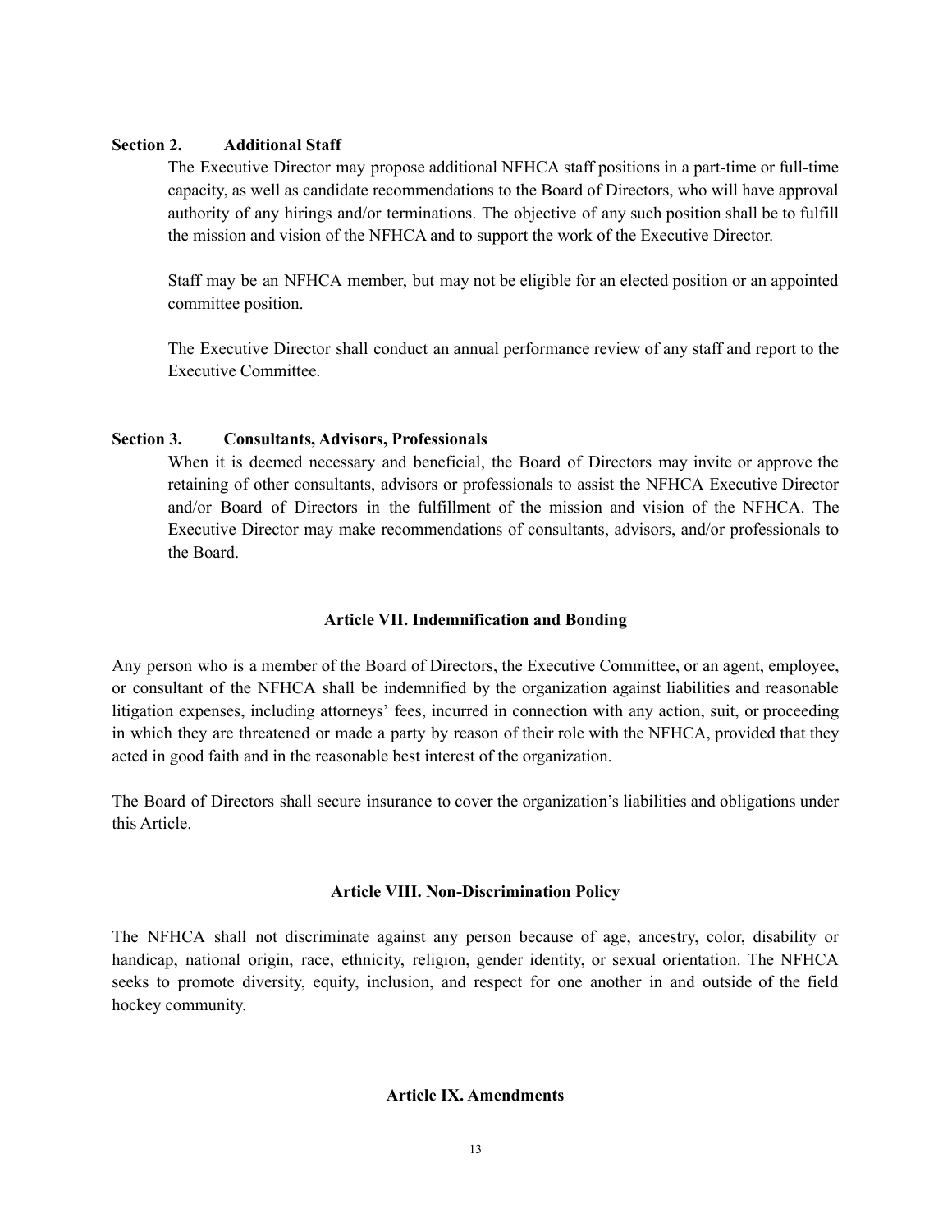### Section 2. Additional Staff

The Executive Director may propose additional NFHCA staff positions in a part-time or full-time capacity, as well as candidate recommendations to the Board of Directors, who will have approval authority of any hirings and/or terminations. The objective of any such position shall be to fulfill the mission and vision of the NFHCA and to support the work of the Executive Director.

Staff may be an NFHCA member, but may not be eligible for an elected position or an appointed committee position.

The Executive Director shall conduct an annual performance review of any staff and report to the Executive Committee.

### Section 3. Consultants, Advisors, Professionals

When it is deemed necessary and beneficial, the Board of Directors may invite or approve the retaining of other consultants, advisors or professionals to assist the NFHCA Executive Director and/or Board of Directors in the fulfillment of the mission and vision of the NFHCA. The Executive Director may make recommendations of consultants, advisors, and/or professionals to the Board.

## Article VII. Indemnification and Bonding

Any person who is a member of the Board of Directors, the Executive Committee, or an agent, employee, or consultant of the NFHCA shall be indemnified by the organization against liabilities and reasonable litigation expenses, including attorneys' fees, incurred in connection with any action, suit, or proceeding in which they are threatened or made a party by reason of their role with the NFHCA, provided that they acted in good faith and in the reasonable best interest of the organization.

The Board of Directors shall secure insurance to cover the organization's liabilities and obligations under this Article.

## Article VIII. Non-Discrimination Policy

The NFHCA shall not discriminate against any person because of age, ancestry, color, disability or handicap, national origin, race, ethnicity, religion, gender identity, or sexual orientation. The NFHCA seeks to promote diversity, equity, inclusion, and respect for one another in and outside of the field hockey community.

## Article IX. Amendments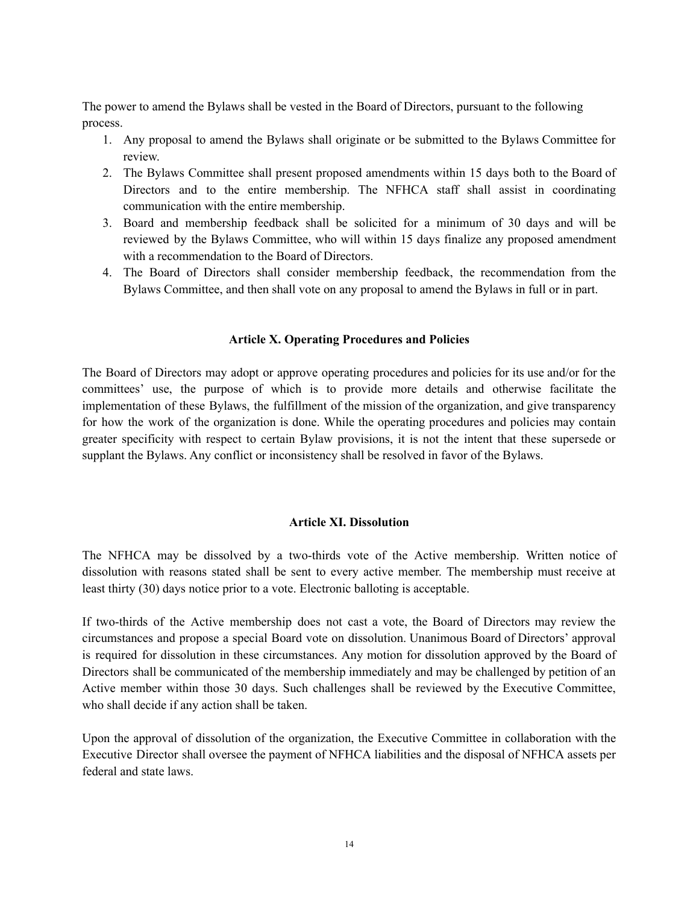The power to amend the Bylaws shall be vested in the Board of Directors, pursuant to the following process.

1. Any proposal to amend the Bylaws shall originate or be submitted to the Bylaws Committee for review.
2. The Bylaws Committee shall present proposed amendments within 15 days both to the Board of Directors and to the entire membership. The NFHCA staff shall assist in coordinating communication with the entire membership.
3. Board and membership feedback shall be solicited for a minimum of 30 days and will be reviewed by the Bylaws Committee, who will within 15 days finalize any proposed amendment with a recommendation to the Board of Directors.
4. The Board of Directors shall consider membership feedback, the recommendation from the Bylaws Committee, and then shall vote on any proposal to amend the Bylaws in full or in part.

## Article X. Operating Procedures and Policies

The Board of Directors may adopt or approve operating procedures and policies for its use and/or for the committees' use, the purpose of which is to provide more details and otherwise facilitate the implementation of these Bylaws, the fulfillment of the mission of the organization, and give transparency for how the work of the organization is done. While the operating procedures and policies may contain greater specificity with respect to certain Bylaw provisions, it is not the intent that these supersede or supplant the Bylaws. Any conflict or inconsistency shall be resolved in favor of the Bylaws.

## Article XI. Dissolution

The NFHCA may be dissolved by a two-thirds vote of the Active membership. Written notice of dissolution with reasons stated shall be sent to every active member. The membership must receive at least thirty (30) days notice prior to a vote. Electronic balloting is acceptable.

If two-thirds of the Active membership does not cast a vote, the Board of Directors may review the circumstances and propose a special Board vote on dissolution. Unanimous Board of Directors' approval is required for dissolution in these circumstances. Any motion for dissolution approved by the Board of Directors shall be communicated of the membership immediately and may be challenged by petition of an Active member within those 30 days. Such challenges shall be reviewed by the Executive Committee, who shall decide if any action shall be taken.

Upon the approval of dissolution of the organization, the Executive Committee in collaboration with the Executive Director shall oversee the payment of NFHCA liabilities and the disposal of NFHCA assets per federal and state laws.